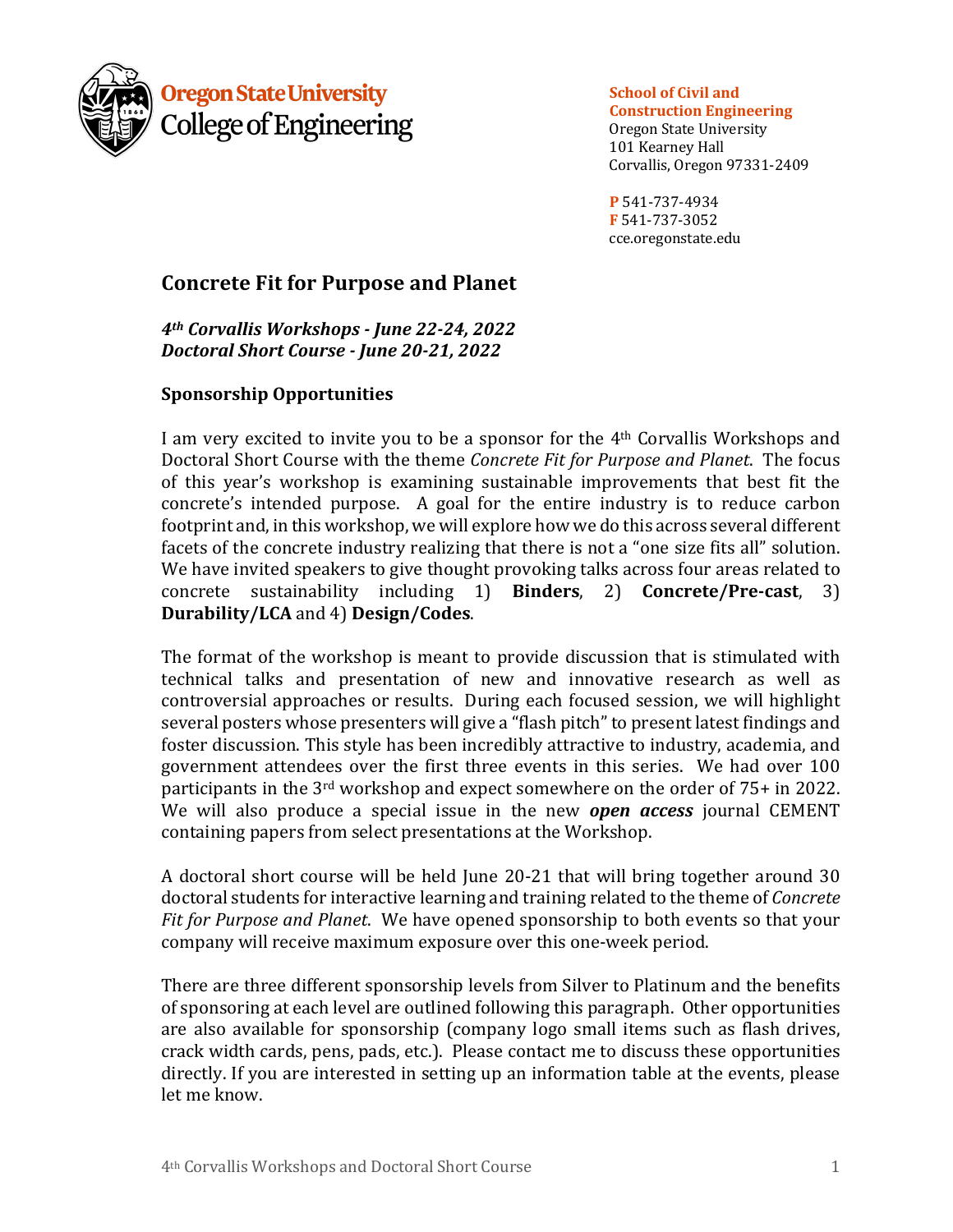Oregon State University
College of Engineering

**School of Civil and Construction Engineering**
Oregon State University
101 Kearney Hall
Corvallis, Oregon 97331-2409

**P** 541-737-4934
**F** 541-737-3052
cce.oregonstate.edu

# Concrete Fit for Purpose and Planet

***4th Corvallis Workshops - June 22-24, 2022***
***Doctoral Short Course - June 20-21, 2022***

## Sponsorship Opportunities

I am very excited to invite you to be a sponsor for the 4th Corvallis Workshops and Doctoral Short Course with the theme *Concrete Fit for Purpose and Planet*. The focus of this year's workshop is examining sustainable improvements that best fit the concrete's intended purpose. A goal for the entire industry is to reduce carbon footprint and, in this workshop, we will explore how we do this across several different facets of the concrete industry realizing that there is not a "one size fits all" solution. We have invited speakers to give thought provoking talks across four areas related to concrete sustainability including 1) **Binders**, 2) **Concrete/Pre-cast**, 3) **Durability/LCA** and 4) **Design/Codes**.

The format of the workshop is meant to provide discussion that is stimulated with technical talks and presentation of new and innovative research as well as controversial approaches or results. During each focused session, we will highlight several posters whose presenters will give a "flash pitch" to present latest findings and foster discussion. This style has been incredibly attractive to industry, academia, and government attendees over the first three events in this series. We had over 100 participants in the 3rd workshop and expect somewhere on the order of 75+ in 2022. We will also produce a special issue in the new ***open access*** journal CEMENT containing papers from select presentations at the Workshop.

A doctoral short course will be held June 20-21 that will bring together around 30 doctoral students for interactive learning and training related to the theme of *Concrete Fit for Purpose and Planet*. We have opened sponsorship to both events so that your company will receive maximum exposure over this one-week period.

There are three different sponsorship levels from Silver to Platinum and the benefits of sponsoring at each level are outlined following this paragraph. Other opportunities are also available for sponsorship (company logo small items such as flash drives, crack width cards, pens, pads, etc.). Please contact me to discuss these opportunities directly. If you are interested in setting up an information table at the events, please let me know.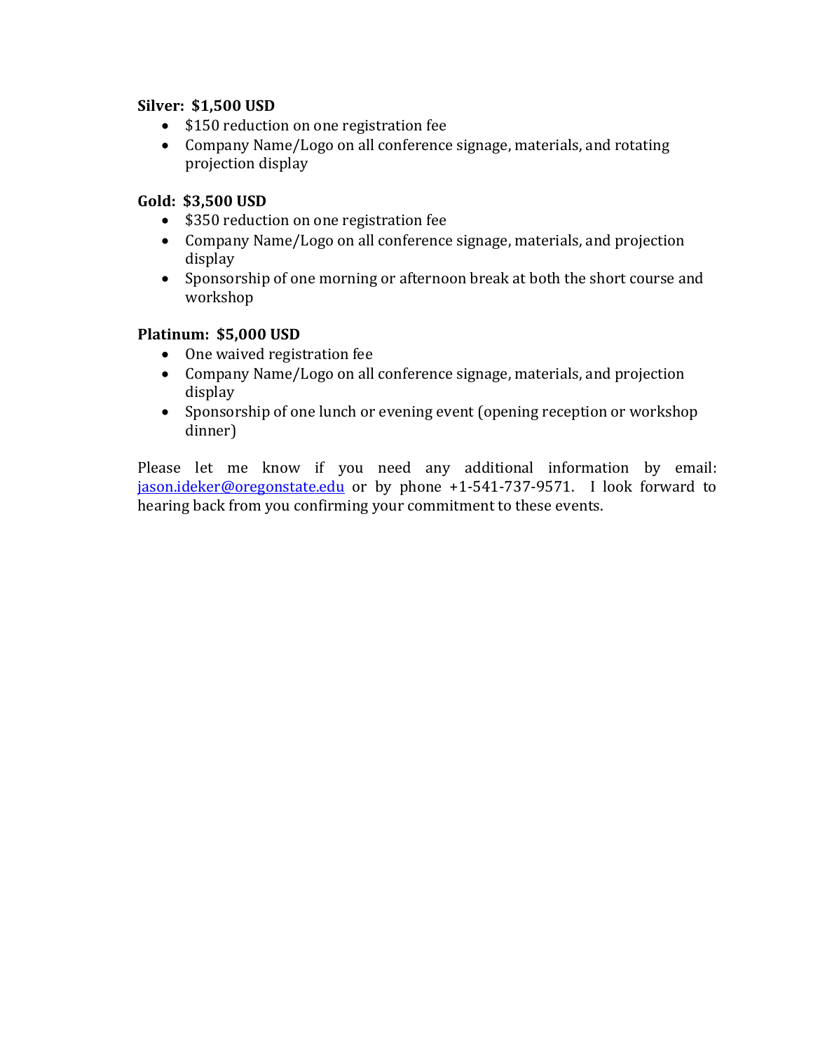**Silver: $1,500 USD**

- $150 reduction on one registration fee
- Company Name/Logo on all conference signage, materials, and rotating projection display

**Gold: $3,500 USD**

- $350 reduction on one registration fee
- Company Name/Logo on all conference signage, materials, and projection display
- Sponsorship of one morning or afternoon break at both the short course and workshop

**Platinum: $5,000 USD**

- One waived registration fee
- Company Name/Logo on all conference signage, materials, and projection display
- Sponsorship of one lunch or evening event (opening reception or workshop dinner)

Please let me know if you need any additional information by email: jason.ideker@oregonstate.edu or by phone +1-541-737-9571. I look forward to hearing back from you confirming your commitment to these events.